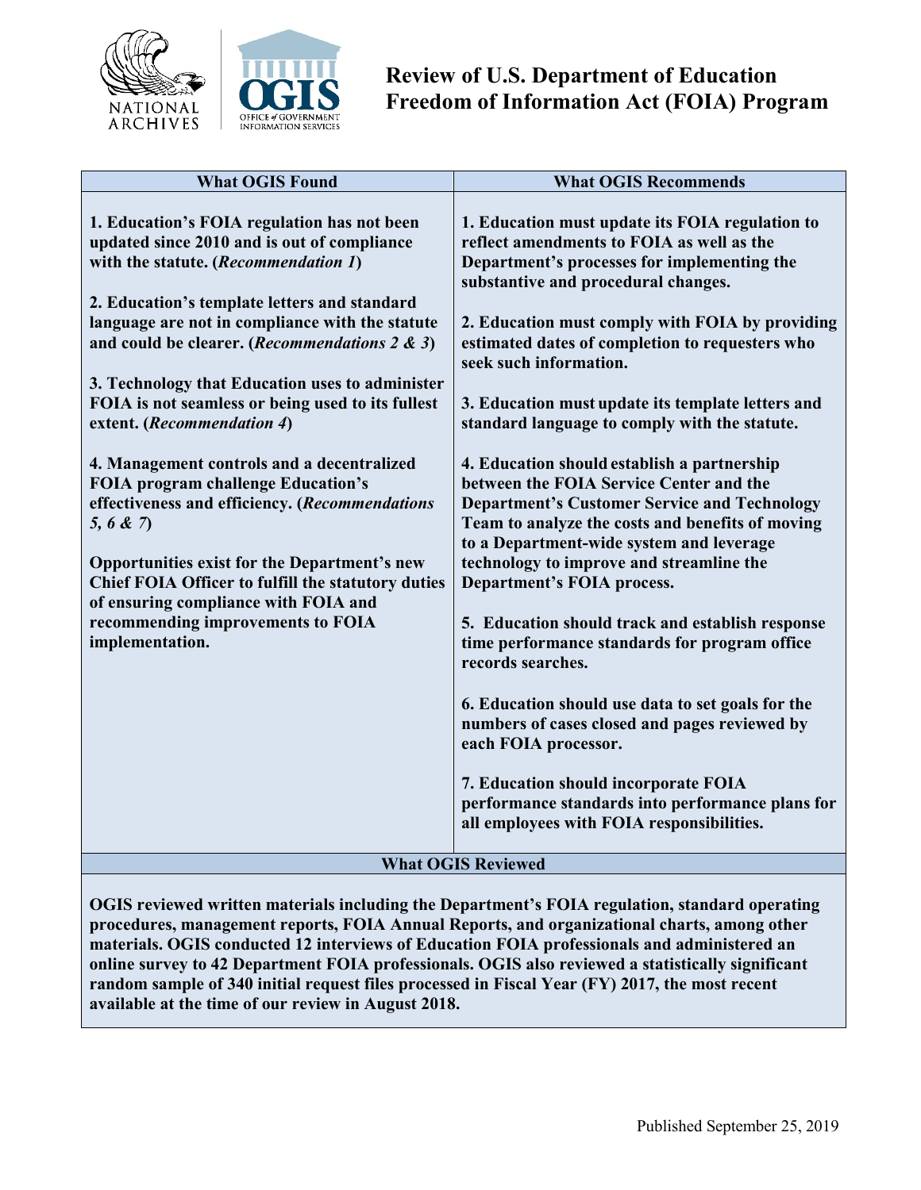# Review of U.S. Department of Education Freedom of Information Act (FOIA) Program

| What OGIS Found | What OGIS Recommends |
|---|---|
| **1. Education's FOIA regulation has not been updated since 2010 and is out of compliance with the statute. (*Recommendation 1*)**<br><br>**2. Education's template letters and standard language are not in compliance with the statute and could be clearer. (*Recommendations 2 & 3*)**<br><br>**3. Technology that Education uses to administer FOIA is not seamless or being used to its fullest extent. (*Recommendation 4*)**<br><br>**4. Management controls and a decentralized FOIA program challenge Education's effectiveness and efficiency. (*Recommendations 5, 6 & 7*)**<br><br>**Opportunities exist for the Department's new Chief FOIA Officer to fulfill the statutory duties of ensuring compliance with FOIA and recommending improvements to FOIA implementation.** | **1. Education must update its FOIA regulation to reflect amendments to FOIA as well as the Department's processes for implementing the substantive and procedural changes.**<br><br>**2. Education must comply with FOIA by providing estimated dates of completion to requesters who seek such information.**<br><br>**3. Education must update its template letters and standard language to comply with the statute.**<br><br>**4. Education should establish a partnership between the FOIA Service Center and the Department's Customer Service and Technology Team to analyze the costs and benefits of moving to a Department-wide system and leverage technology to improve and streamline the Department's FOIA process.**<br><br>**5. Education should track and establish response time performance standards for program office records searches.**<br><br>**6. Education should use data to set goals for the numbers of cases closed and pages reviewed by each FOIA processor.**<br><br>**7. Education should incorporate FOIA performance standards into performance plans for all employees with FOIA responsibilities.** |

| What OGIS Reviewed |
|---|
| **OGIS reviewed written materials including the Department's FOIA regulation, standard operating procedures, management reports, FOIA Annual Reports, and organizational charts, among other materials. OGIS conducted 12 interviews of Education FOIA professionals and administered an online survey to 42 Department FOIA professionals. OGIS also reviewed a statistically significant random sample of 340 initial request files processed in Fiscal Year (FY) 2017, the most recent available at the time of our review in August 2018.** |

Published September 25, 2019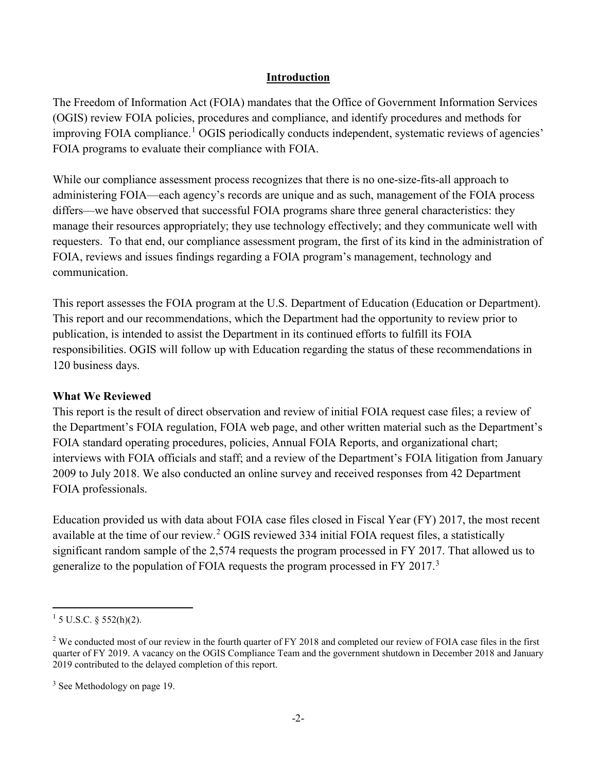## Introduction

The Freedom of Information Act (FOIA) mandates that the Office of Government Information Services (OGIS) review FOIA policies, procedures and compliance, and identify procedures and methods for improving FOIA compliance.[1] OGIS periodically conducts independent, systematic reviews of agencies' FOIA programs to evaluate their compliance with FOIA.

While our compliance assessment process recognizes that there is no one-size-fits-all approach to administering FOIA—each agency's records are unique and as such, management of the FOIA process differs—we have observed that successful FOIA programs share three general characteristics: they manage their resources appropriately; they use technology effectively; and they communicate well with requesters. To that end, our compliance assessment program, the first of its kind in the administration of FOIA, reviews and issues findings regarding a FOIA program's management, technology and communication.

This report assesses the FOIA program at the U.S. Department of Education (Education or Department). This report and our recommendations, which the Department had the opportunity to review prior to publication, is intended to assist the Department in its continued efforts to fulfill its FOIA responsibilities. OGIS will follow up with Education regarding the status of these recommendations in 120 business days.

### What We Reviewed

This report is the result of direct observation and review of initial FOIA request case files; a review of the Department's FOIA regulation, FOIA web page, and other written material such as the Department's FOIA standard operating procedures, policies, Annual FOIA Reports, and organizational chart; interviews with FOIA officials and staff; and a review of the Department's FOIA litigation from January 2009 to July 2018. We also conducted an online survey and received responses from 42 Department FOIA professionals.

Education provided us with data about FOIA case files closed in Fiscal Year (FY) 2017, the most recent available at the time of our review.[2] OGIS reviewed 334 initial FOIA request files, a statistically significant random sample of the 2,574 requests the program processed in FY 2017. That allowed us to generalize to the population of FOIA requests the program processed in FY 2017.[3]

---

[1] 5 U.S.C. § 552(h)(2).

[2] We conducted most of our review in the fourth quarter of FY 2018 and completed our review of FOIA case files in the first quarter of FY 2019. A vacancy on the OGIS Compliance Team and the government shutdown in December 2018 and January 2019 contributed to the delayed completion of this report.

[3] See Methodology on page 19.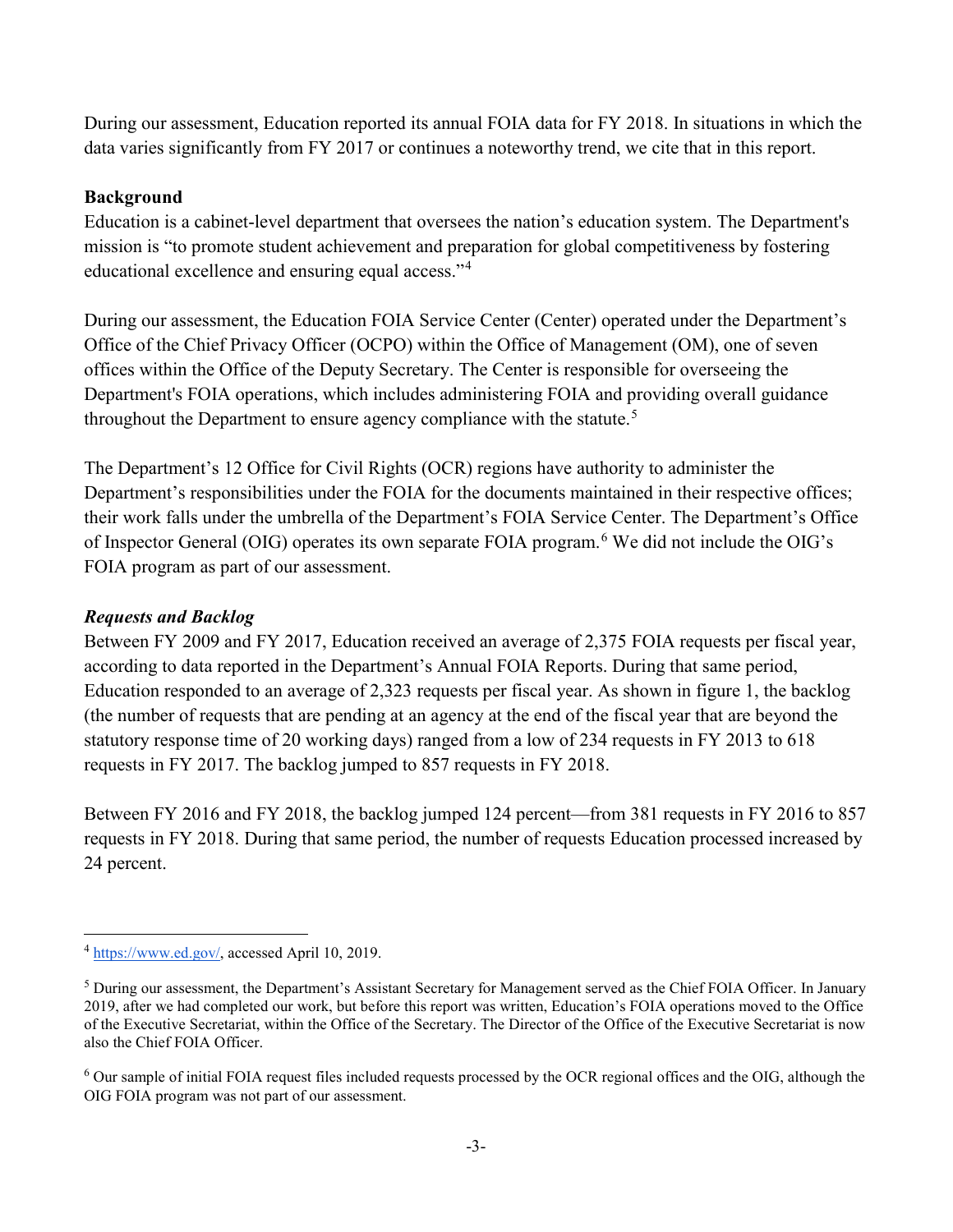During our assessment, Education reported its annual FOIA data for FY 2018. In situations in which the data varies significantly from FY 2017 or continues a noteworthy trend, we cite that in this report.

**Background**

Education is a cabinet-level department that oversees the nation's education system. The Department's mission is "to promote student achievement and preparation for global competitiveness by fostering educational excellence and ensuring equal access."[4]

During our assessment, the Education FOIA Service Center (Center) operated under the Department's Office of the Chief Privacy Officer (OCPO) within the Office of Management (OM), one of seven offices within the Office of the Deputy Secretary. The Center is responsible for overseeing the Department's FOIA operations, which includes administering FOIA and providing overall guidance throughout the Department to ensure agency compliance with the statute.[5]

The Department's 12 Office for Civil Rights (OCR) regions have authority to administer the Department's responsibilities under the FOIA for the documents maintained in their respective offices; their work falls under the umbrella of the Department's FOIA Service Center. The Department's Office of Inspector General (OIG) operates its own separate FOIA program.[6] We did not include the OIG's FOIA program as part of our assessment.

***Requests and Backlog***

Between FY 2009 and FY 2017, Education received an average of 2,375 FOIA requests per fiscal year, according to data reported in the Department's Annual FOIA Reports. During that same period, Education responded to an average of 2,323 requests per fiscal year. As shown in figure 1, the backlog (the number of requests that are pending at an agency at the end of the fiscal year that are beyond the statutory response time of 20 working days) ranged from a low of 234 requests in FY 2013 to 618 requests in FY 2017. The backlog jumped to 857 requests in FY 2018.

Between FY 2016 and FY 2018, the backlog jumped 124 percent—from 381 requests in FY 2016 to 857 requests in FY 2018. During that same period, the number of requests Education processed increased by 24 percent.

---

[4] https://www.ed.gov/, accessed April 10, 2019.

[5] During our assessment, the Department's Assistant Secretary for Management served as the Chief FOIA Officer. In January 2019, after we had completed our work, but before this report was written, Education's FOIA operations moved to the Office of the Executive Secretariat, within the Office of the Secretary. The Director of the Office of the Executive Secretariat is now also the Chief FOIA Officer.

[6] Our sample of initial FOIA request files included requests processed by the OCR regional offices and the OIG, although the OIG FOIA program was not part of our assessment.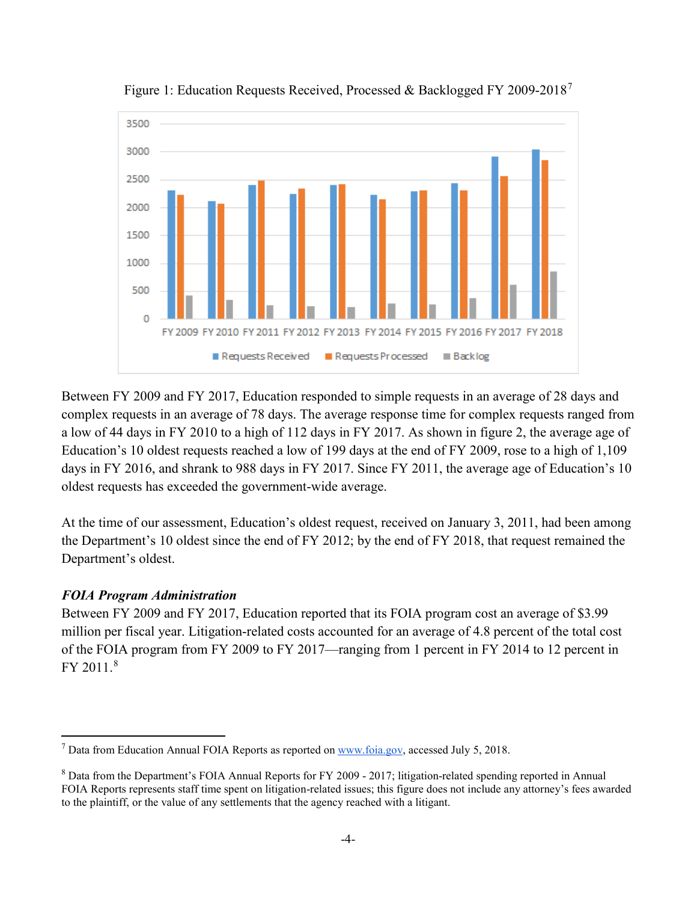Figure 1: Education Requests Received, Processed & Backlogged FY 2009-2018[7]

3500
3000
2500
2000
1500
1000
500
0

FY 2009 FY 2010 FY 2011 FY 2012 FY 2013 FY 2014 FY 2015 FY 2016 FY 2017 FY 2018

Requests Received
Requests Processed
Backlog

Between FY 2009 and FY 2017, Education responded to simple requests in an average of 28 days and complex requests in an average of 78 days. The average response time for complex requests ranged from a low of 44 days in FY 2010 to a high of 112 days in FY 2017. As shown in figure 2, the average age of Education's 10 oldest requests reached a low of 199 days at the end of FY 2009, rose to a high of 1,109 days in FY 2016, and shrank to 988 days in FY 2017. Since FY 2011, the average age of Education's 10 oldest requests has exceeded the government-wide average.

At the time of our assessment, Education's oldest request, received on January 3, 2011, had been among the Department's 10 oldest since the end of FY 2012; by the end of FY 2018, that request remained the Department's oldest.

***FOIA Program Administration***

Between FY 2009 and FY 2017, Education reported that its FOIA program cost an average of $3.99 million per fiscal year. Litigation-related costs accounted for an average of 4.8 percent of the total cost of the FOIA program from FY 2009 to FY 2017—ranging from 1 percent in FY 2014 to 12 percent in FY 2011.[8]

---

[7] Data from Education Annual FOIA Reports as reported on www.foia.gov, accessed July 5, 2018.

[8] Data from the Department's FOIA Annual Reports for FY 2009 - 2017; litigation-related spending reported in Annual FOIA Reports represents staff time spent on litigation-related issues; this figure does not include any attorney's fees awarded to the plaintiff, or the value of any settlements that the agency reached with a litigant.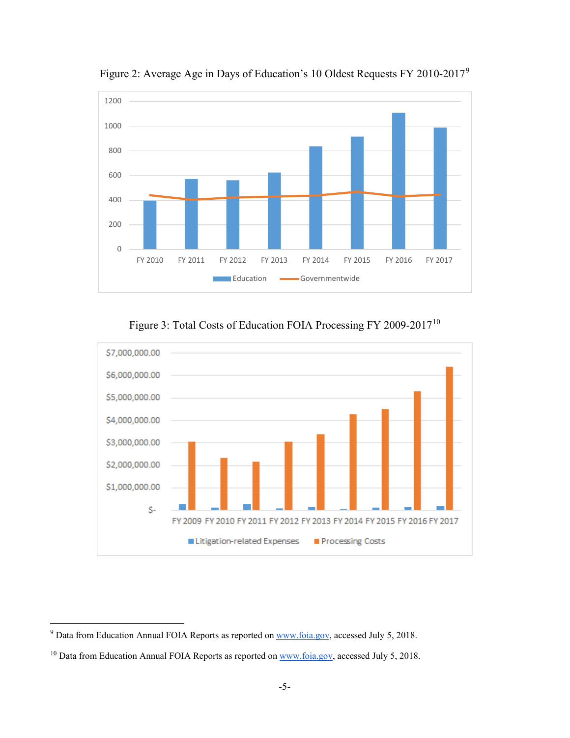Figure 2: Average Age in Days of Education's 10 Oldest Requests FY 2010-2017[9]

1200
1000
800
600
400
200
0

FY 2010 FY 2011 FY 2012 FY 2013 FY 2014 FY 2015 FY 2016 FY 2017

Education Governmentwide

Figure 3: Total Costs of Education FOIA Processing FY 2009-2017[10]

$7,000,000.00
$6,000,000.00
$5,000,000.00
$4,000,000.00
$3,000,000.00
$2,000,000.00
$1,000,000.00
$-

FY 2009 FY 2010 FY 2011 FY 2012 FY 2013 FY 2014 FY 2015 FY 2016 FY 2017

Litigation-related Expenses Processing Costs

---

[9] Data from Education Annual FOIA Reports as reported on www.foia.gov, accessed July 5, 2018.

[10] Data from Education Annual FOIA Reports as reported on www.foia.gov, accessed July 5, 2018.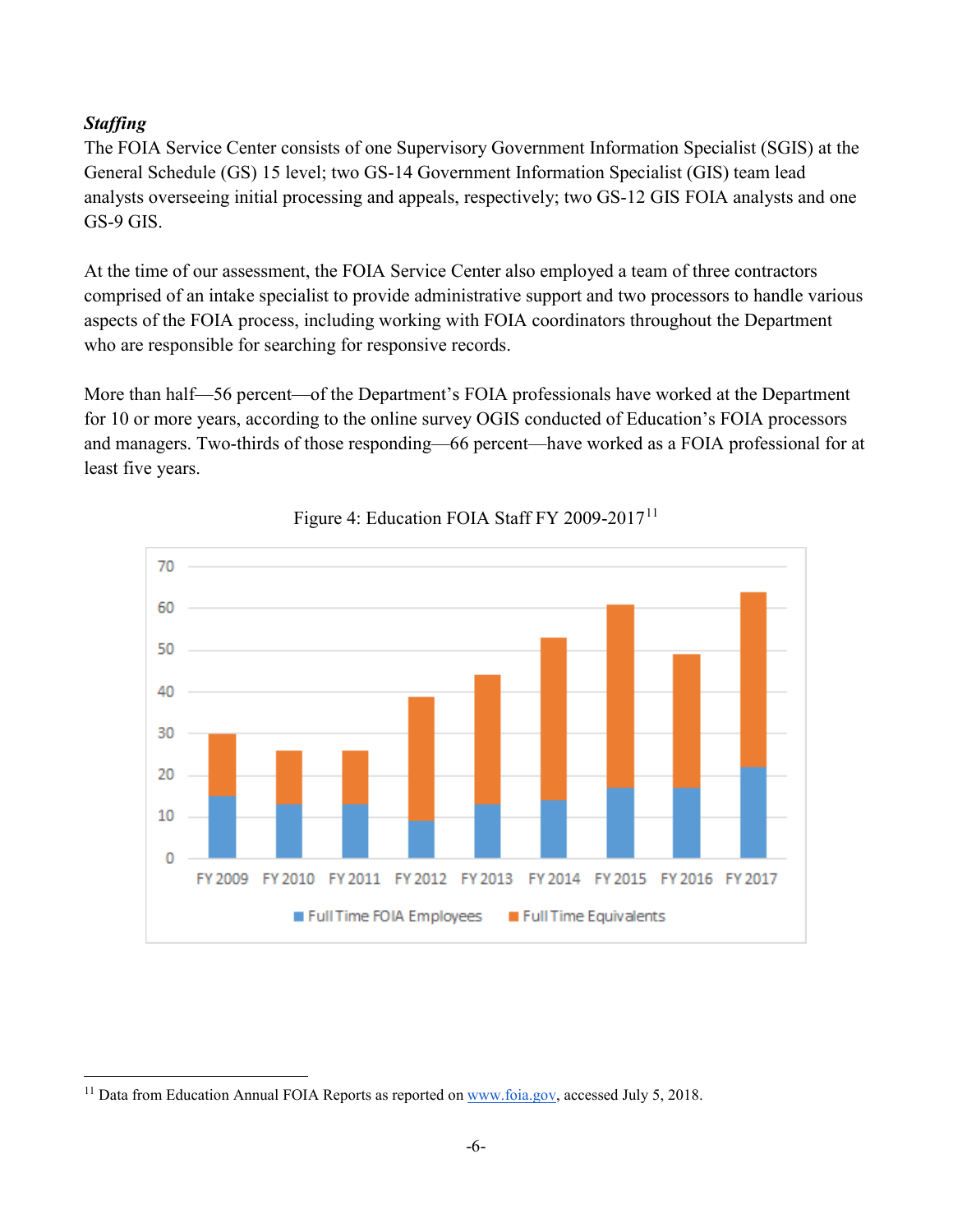***Staffing***

The FOIA Service Center consists of one Supervisory Government Information Specialist (SGIS) at the General Schedule (GS) 15 level; two GS-14 Government Information Specialist (GIS) team lead analysts overseeing initial processing and appeals, respectively; two GS-12 GIS FOIA analysts and one GS-9 GIS.

At the time of our assessment, the FOIA Service Center also employed a team of three contractors comprised of an intake specialist to provide administrative support and two processors to handle various aspects of the FOIA process, including working with FOIA coordinators throughout the Department who are responsible for searching for responsive records.

More than half—56 percent—of the Department's FOIA professionals have worked at the Department for 10 or more years, according to the online survey OGIS conducted of Education's FOIA processors and managers. Two-thirds of those responding—66 percent—have worked as a FOIA professional for at least five years.

Figure 4: Education FOIA Staff FY 2009-2017[11]

70
60
50
40
30
20
10
0

FY 2009 FY 2010 FY 2011 FY 2012 FY 2013 FY 2014 FY 2015 FY 2016 FY 2017

Full Time FOIA Employees
Full Time Equivalents

[11] Data from Education Annual FOIA Reports as reported on www.foia.gov, accessed July 5, 2018.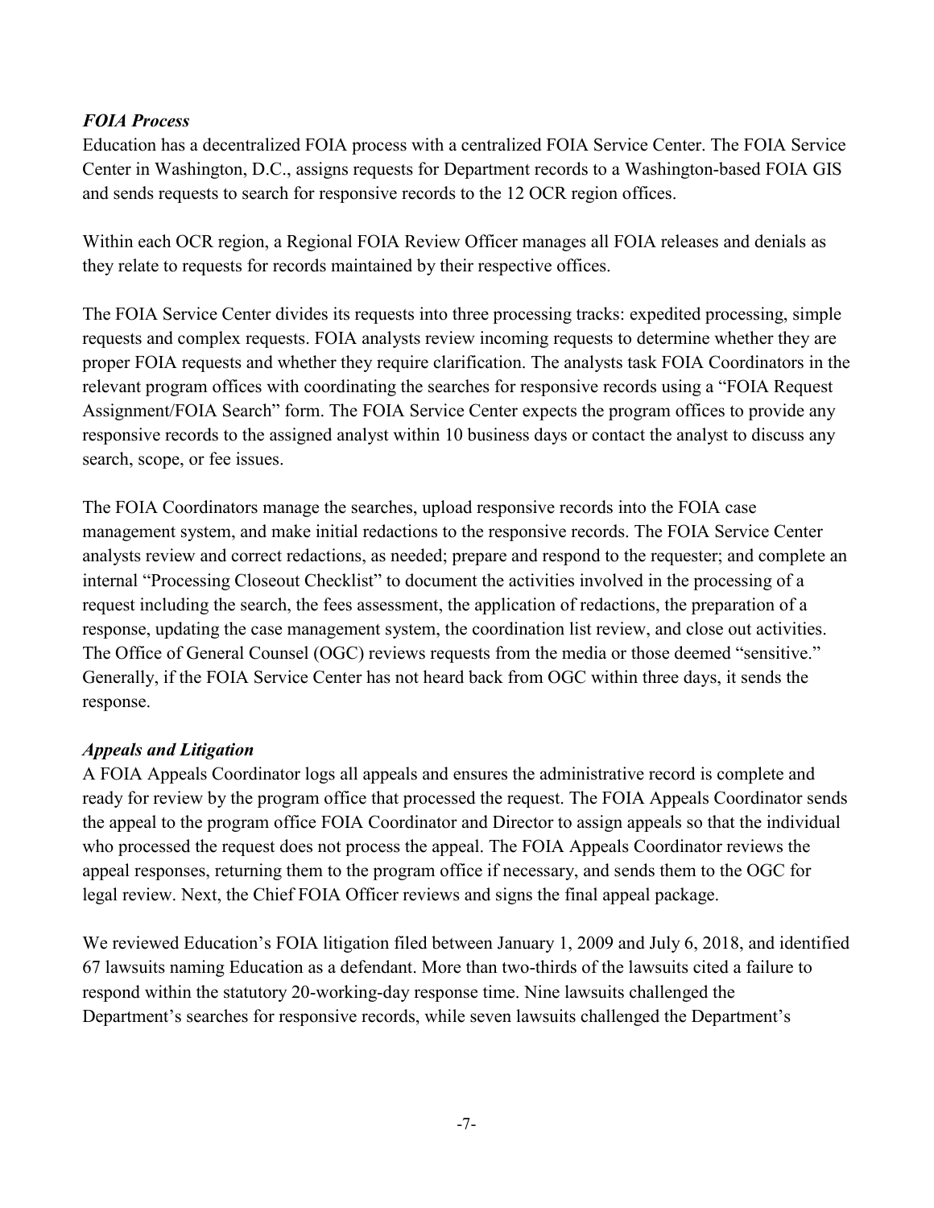### *FOIA Process*

Education has a decentralized FOIA process with a centralized FOIA Service Center. The FOIA Service Center in Washington, D.C., assigns requests for Department records to a Washington-based FOIA GIS and sends requests to search for responsive records to the 12 OCR region offices.

Within each OCR region, a Regional FOIA Review Officer manages all FOIA releases and denials as they relate to requests for records maintained by their respective offices.

The FOIA Service Center divides its requests into three processing tracks: expedited processing, simple requests and complex requests. FOIA analysts review incoming requests to determine whether they are proper FOIA requests and whether they require clarification. The analysts task FOIA Coordinators in the relevant program offices with coordinating the searches for responsive records using a "FOIA Request Assignment/FOIA Search" form. The FOIA Service Center expects the program offices to provide any responsive records to the assigned analyst within 10 business days or contact the analyst to discuss any search, scope, or fee issues.

The FOIA Coordinators manage the searches, upload responsive records into the FOIA case management system, and make initial redactions to the responsive records. The FOIA Service Center analysts review and correct redactions, as needed; prepare and respond to the requester; and complete an internal "Processing Closeout Checklist" to document the activities involved in the processing of a request including the search, the fees assessment, the application of redactions, the preparation of a response, updating the case management system, the coordination list review, and close out activities. The Office of General Counsel (OGC) reviews requests from the media or those deemed "sensitive." Generally, if the FOIA Service Center has not heard back from OGC within three days, it sends the response.

### *Appeals and Litigation*

A FOIA Appeals Coordinator logs all appeals and ensures the administrative record is complete and ready for review by the program office that processed the request. The FOIA Appeals Coordinator sends the appeal to the program office FOIA Coordinator and Director to assign appeals so that the individual who processed the request does not process the appeal. The FOIA Appeals Coordinator reviews the appeal responses, returning them to the program office if necessary, and sends them to the OGC for legal review. Next, the Chief FOIA Officer reviews and signs the final appeal package.

We reviewed Education's FOIA litigation filed between January 1, 2009 and July 6, 2018, and identified 67 lawsuits naming Education as a defendant. More than two-thirds of the lawsuits cited a failure to respond within the statutory 20-working-day response time. Nine lawsuits challenged the Department's searches for responsive records, while seven lawsuits challenged the Department's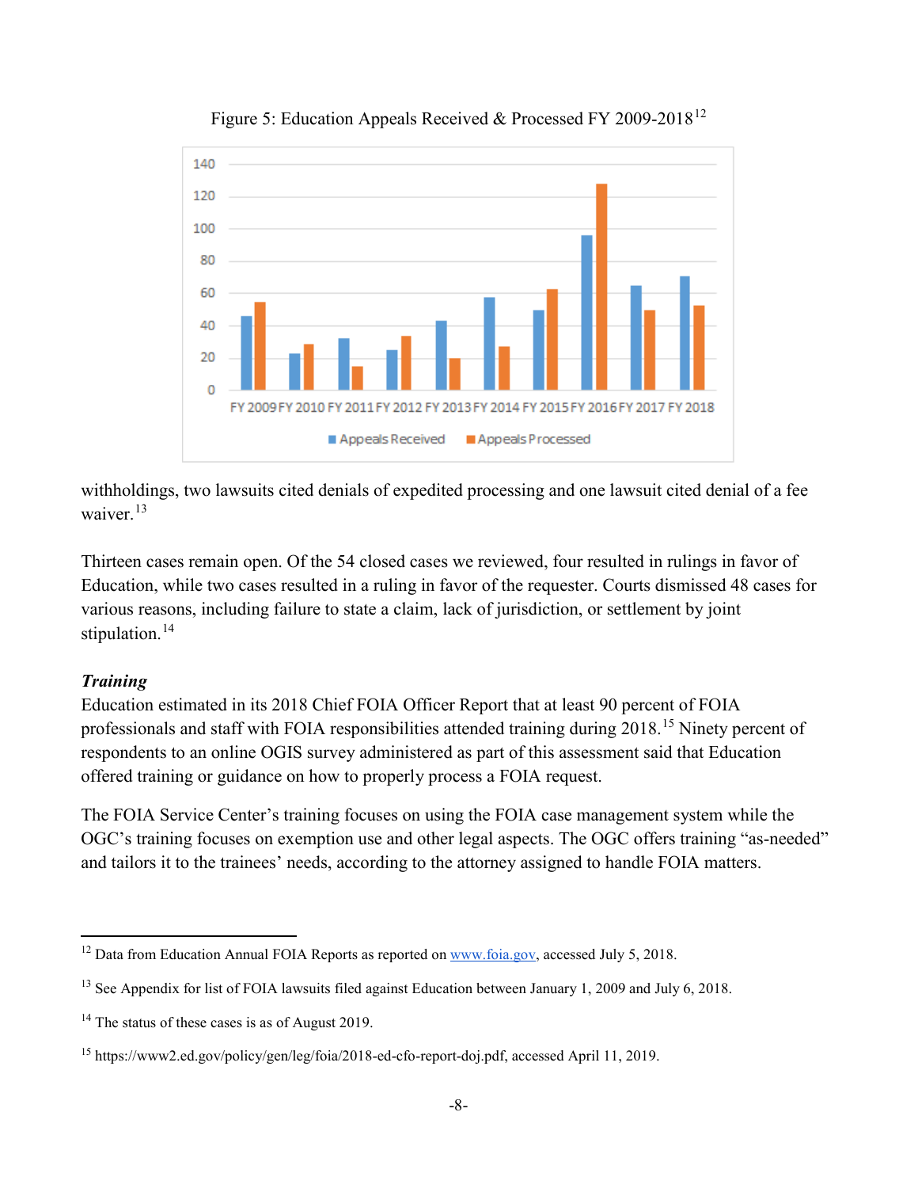Figure 5: Education Appeals Received & Processed FY 2009-2018[12]

140
120
100
80
60
40
20
0

FY 2009 FY 2010 FY 2011 FY 2012 FY 2013 FY 2014 FY 2015 FY 2016 FY 2017 FY 2018

Appeals Received Appeals Processed

withholdings, two lawsuits cited denials of expedited processing and one lawsuit cited denial of a fee waiver.[13]

Thirteen cases remain open. Of the 54 closed cases we reviewed, four resulted in rulings in favor of Education, while two cases resulted in a ruling in favor of the requester. Courts dismissed 48 cases for various reasons, including failure to state a claim, lack of jurisdiction, or settlement by joint stipulation.[14]

***Training***

Education estimated in its 2018 Chief FOIA Officer Report that at least 90 percent of FOIA professionals and staff with FOIA responsibilities attended training during 2018.[15] Ninety percent of respondents to an online OGIS survey administered as part of this assessment said that Education offered training or guidance on how to properly process a FOIA request.

The FOIA Service Center's training focuses on using the FOIA case management system while the OGC's training focuses on exemption use and other legal aspects. The OGC offers training "as-needed" and tailors it to the trainees' needs, according to the attorney assigned to handle FOIA matters.

---

[12] Data from Education Annual FOIA Reports as reported on www.foia.gov, accessed July 5, 2018.

[13] See Appendix for list of FOIA lawsuits filed against Education between January 1, 2009 and July 6, 2018.

[14] The status of these cases is as of August 2019.

[15] https://www2.ed.gov/policy/gen/leg/foia/2018-ed-cfo-report-doj.pdf, accessed April 11, 2019.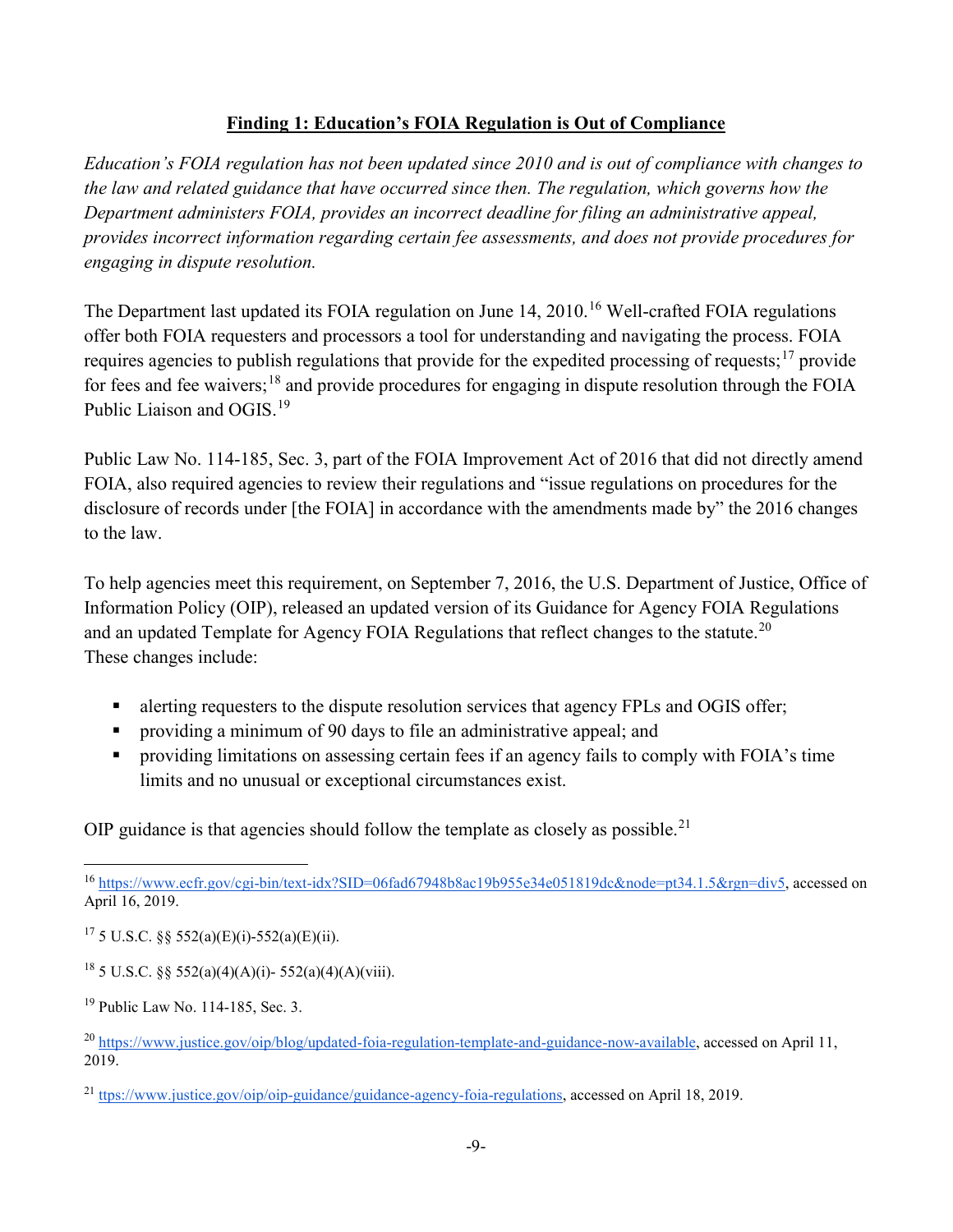## Finding 1: Education's FOIA Regulation is Out of Compliance

*Education's FOIA regulation has not been updated since 2010 and is out of compliance with changes to the law and related guidance that have occurred since then. The regulation, which governs how the Department administers FOIA, provides an incorrect deadline for filing an administrative appeal, provides incorrect information regarding certain fee assessments, and does not provide procedures for engaging in dispute resolution.*

The Department last updated its FOIA regulation on June 14, 2010.[16] Well-crafted FOIA regulations offer both FOIA requesters and processors a tool for understanding and navigating the process. FOIA requires agencies to publish regulations that provide for the expedited processing of requests;[17] provide for fees and fee waivers;[18] and provide procedures for engaging in dispute resolution through the FOIA Public Liaison and OGIS.[19]

Public Law No. 114-185, Sec. 3, part of the FOIA Improvement Act of 2016 that did not directly amend FOIA, also required agencies to review their regulations and "issue regulations on procedures for the disclosure of records under [the FOIA] in accordance with the amendments made by" the 2016 changes to the law.

To help agencies meet this requirement, on September 7, 2016, the U.S. Department of Justice, Office of Information Policy (OIP), released an updated version of its Guidance for Agency FOIA Regulations and an updated Template for Agency FOIA Regulations that reflect changes to the statute.[20] These changes include:

- alerting requesters to the dispute resolution services that agency FPLs and OGIS offer;
- providing a minimum of 90 days to file an administrative appeal; and
- providing limitations on assessing certain fees if an agency fails to comply with FOIA's time limits and no unusual or exceptional circumstances exist.

OIP guidance is that agencies should follow the template as closely as possible.[21]

---

[16] https://www.ecfr.gov/cgi-bin/text-idx?SID=06fad67948b8ac19b955e34e051819dc&node=pt34.1.5&rgn=div5, accessed on April 16, 2019.

[17] 5 U.S.C. §§ 552(a)(E)(i)-552(a)(E)(ii).

[18] 5 U.S.C. §§ 552(a)(4)(A)(i)- 552(a)(4)(A)(viii).

[19] Public Law No. 114-185, Sec. 3.

[20] https://www.justice.gov/oip/blog/updated-foia-regulation-template-and-guidance-now-available, accessed on April 11, 2019.

[21] ttps://www.justice.gov/oip/oip-guidance/guidance-agency-foia-regulations, accessed on April 18, 2019.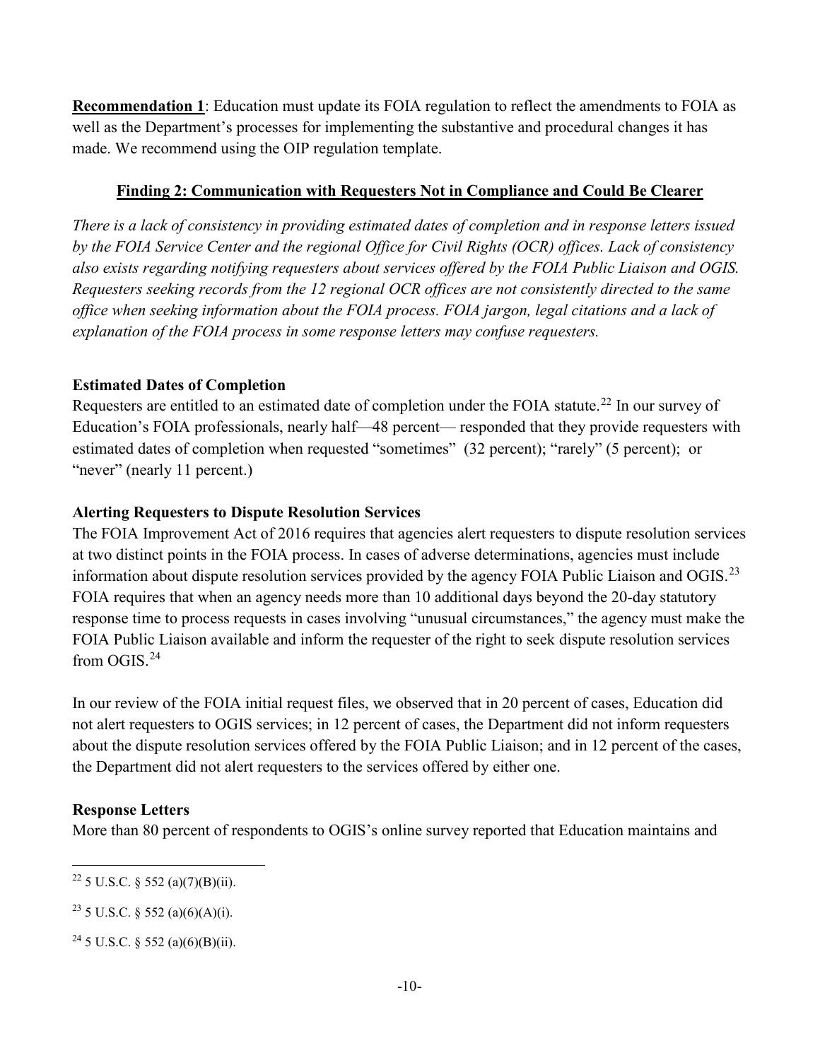**Recommendation 1**: Education must update its FOIA regulation to reflect the amendments to FOIA as well as the Department's processes for implementing the substantive and procedural changes it has made. We recommend using the OIP regulation template.

### Finding 2: Communication with Requesters Not in Compliance and Could Be Clearer

*There is a lack of consistency in providing estimated dates of completion and in response letters issued by the FOIA Service Center and the regional Office for Civil Rights (OCR) offices. Lack of consistency also exists regarding notifying requesters about services offered by the FOIA Public Liaison and OGIS. Requesters seeking records from the 12 regional OCR offices are not consistently directed to the same office when seeking information about the FOIA process. FOIA jargon, legal citations and a lack of explanation of the FOIA process in some response letters may confuse requesters.*

**Estimated Dates of Completion**

Requesters are entitled to an estimated date of completion under the FOIA statute.[22] In our survey of Education's FOIA professionals, nearly half—48 percent— responded that they provide requesters with estimated dates of completion when requested "sometimes" (32 percent); "rarely" (5 percent); or "never" (nearly 11 percent.)

**Alerting Requesters to Dispute Resolution Services**

The FOIA Improvement Act of 2016 requires that agencies alert requesters to dispute resolution services at two distinct points in the FOIA process. In cases of adverse determinations, agencies must include information about dispute resolution services provided by the agency FOIA Public Liaison and OGIS.[23] FOIA requires that when an agency needs more than 10 additional days beyond the 20-day statutory response time to process requests in cases involving "unusual circumstances," the agency must make the FOIA Public Liaison available and inform the requester of the right to seek dispute resolution services from OGIS.[24]

In our review of the FOIA initial request files, we observed that in 20 percent of cases, Education did not alert requesters to OGIS services; in 12 percent of cases, the Department did not inform requesters about the dispute resolution services offered by the FOIA Public Liaison; and in 12 percent of the cases, the Department did not alert requesters to the services offered by either one.

**Response Letters**

More than 80 percent of respondents to OGIS's online survey reported that Education maintains and

[22] 5 U.S.C. § 552 (a)(7)(B)(ii).

[23] 5 U.S.C. § 552 (a)(6)(A)(i).

[24] 5 U.S.C. § 552 (a)(6)(B)(ii).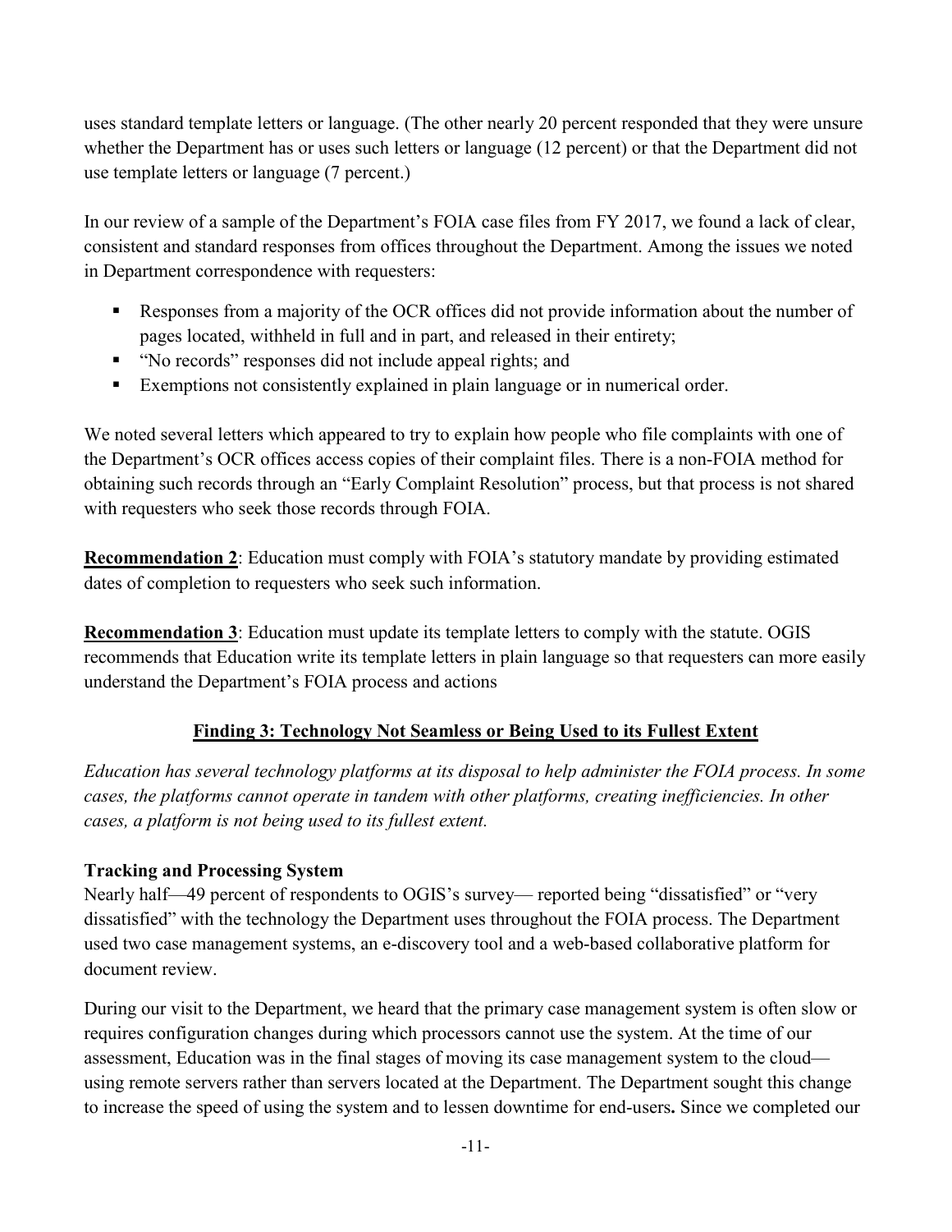uses standard template letters or language. (The other nearly 20 percent responded that they were unsure whether the Department has or uses such letters or language (12 percent) or that the Department did not use template letters or language (7 percent.)

In our review of a sample of the Department's FOIA case files from FY 2017, we found a lack of clear, consistent and standard responses from offices throughout the Department. Among the issues we noted in Department correspondence with requesters:

- Responses from a majority of the OCR offices did not provide information about the number of pages located, withheld in full and in part, and released in their entirety;
- "No records" responses did not include appeal rights; and
- Exemptions not consistently explained in plain language or in numerical order.

We noted several letters which appeared to try to explain how people who file complaints with one of the Department's OCR offices access copies of their complaint files. There is a non-FOIA method for obtaining such records through an "Early Complaint Resolution" process, but that process is not shared with requesters who seek those records through FOIA.

**Recommendation 2**: Education must comply with FOIA's statutory mandate by providing estimated dates of completion to requesters who seek such information.

**Recommendation 3**: Education must update its template letters to comply with the statute. OGIS recommends that Education write its template letters in plain language so that requesters can more easily understand the Department's FOIA process and actions

## Finding 3: Technology Not Seamless or Being Used to its Fullest Extent

*Education has several technology platforms at its disposal to help administer the FOIA process. In some cases, the platforms cannot operate in tandem with other platforms, creating inefficiencies. In other cases, a platform is not being used to its fullest extent.*

### Tracking and Processing System

Nearly half—49 percent of respondents to OGIS's survey— reported being "dissatisfied" or "very dissatisfied" with the technology the Department uses throughout the FOIA process. The Department used two case management systems, an e-discovery tool and a web-based collaborative platform for document review.

During our visit to the Department, we heard that the primary case management system is often slow or requires configuration changes during which processors cannot use the system. At the time of our assessment, Education was in the final stages of moving its case management system to the cloud—using remote servers rather than servers located at the Department. The Department sought this change to increase the speed of using the system and to lessen downtime for end-users**.** Since we completed our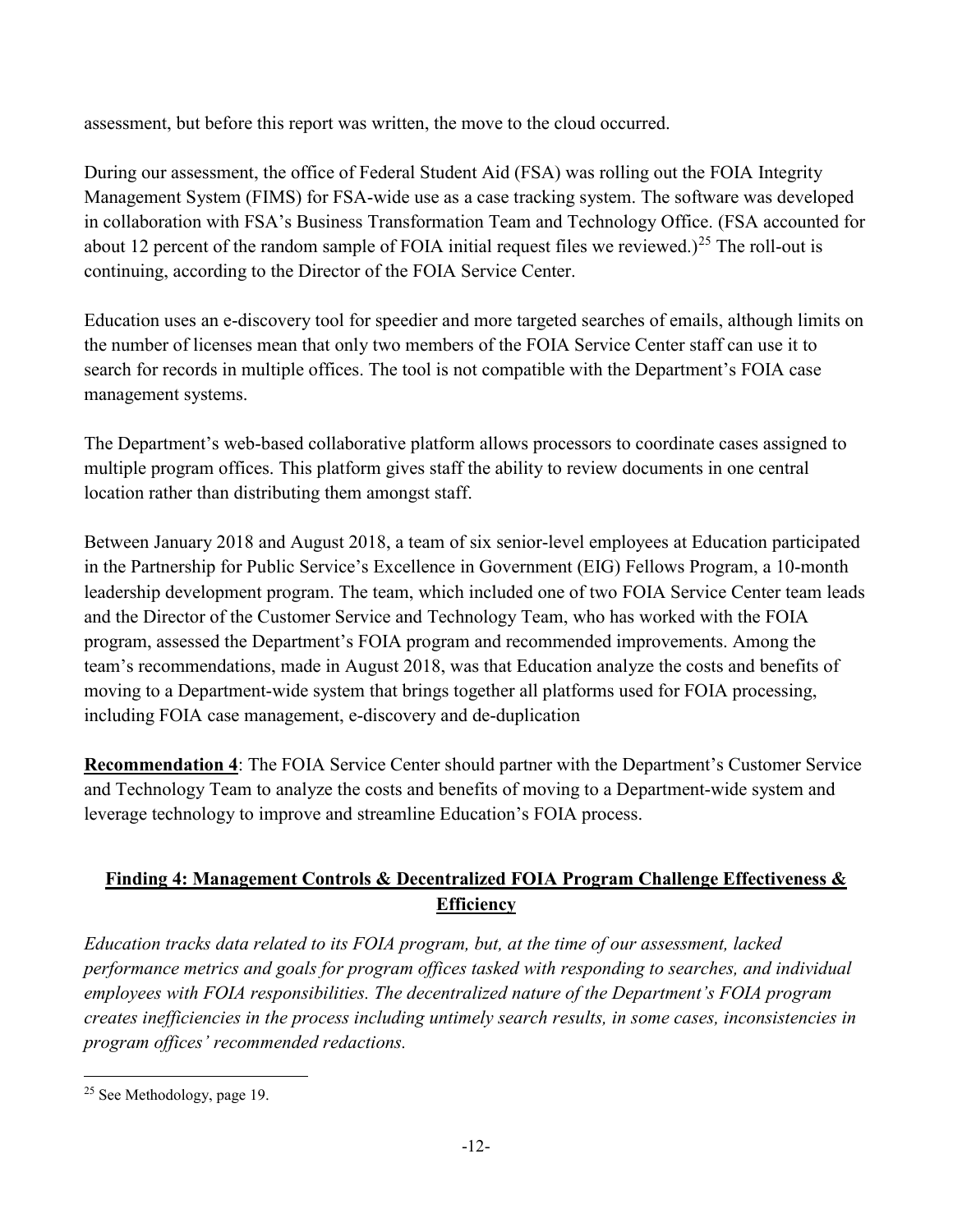assessment, but before this report was written, the move to the cloud occurred.

During our assessment, the office of Federal Student Aid (FSA) was rolling out the FOIA Integrity Management System (FIMS) for FSA-wide use as a case tracking system. The software was developed in collaboration with FSA's Business Transformation Team and Technology Office. (FSA accounted for about 12 percent of the random sample of FOIA initial request files we reviewed.)[25] The roll-out is continuing, according to the Director of the FOIA Service Center.

Education uses an e-discovery tool for speedier and more targeted searches of emails, although limits on the number of licenses mean that only two members of the FOIA Service Center staff can use it to search for records in multiple offices. The tool is not compatible with the Department's FOIA case management systems.

The Department's web-based collaborative platform allows processors to coordinate cases assigned to multiple program offices. This platform gives staff the ability to review documents in one central location rather than distributing them amongst staff.

Between January 2018 and August 2018, a team of six senior-level employees at Education participated in the Partnership for Public Service's Excellence in Government (EIG) Fellows Program, a 10-month leadership development program. The team, which included one of two FOIA Service Center team leads and the Director of the Customer Service and Technology Team, who has worked with the FOIA program, assessed the Department's FOIA program and recommended improvements. Among the team's recommendations, made in August 2018, was that Education analyze the costs and benefits of moving to a Department-wide system that brings together all platforms used for FOIA processing, including FOIA case management, e-discovery and de-duplication

**Recommendation 4**: The FOIA Service Center should partner with the Department's Customer Service and Technology Team to analyze the costs and benefits of moving to a Department-wide system and leverage technology to improve and streamline Education's FOIA process.

## Finding 4: Management Controls & Decentralized FOIA Program Challenge Effectiveness & Efficiency

*Education tracks data related to its FOIA program, but, at the time of our assessment, lacked performance metrics and goals for program offices tasked with responding to searches, and individual employees with FOIA responsibilities. The decentralized nature of the Department's FOIA program creates inefficiencies in the process including untimely search results, in some cases, inconsistencies in program offices' recommended redactions.*

[25] See Methodology, page 19.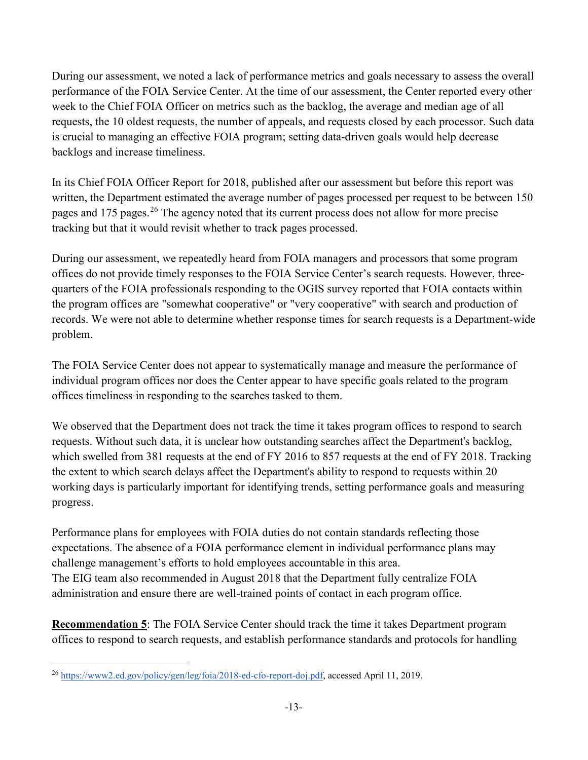During our assessment, we noted a lack of performance metrics and goals necessary to assess the overall performance of the FOIA Service Center. At the time of our assessment, the Center reported every other week to the Chief FOIA Officer on metrics such as the backlog, the average and median age of all requests, the 10 oldest requests, the number of appeals, and requests closed by each processor. Such data is crucial to managing an effective FOIA program; setting data-driven goals would help decrease backlogs and increase timeliness.

In its Chief FOIA Officer Report for 2018, published after our assessment but before this report was written, the Department estimated the average number of pages processed per request to be between 150 pages and 175 pages.[26] The agency noted that its current process does not allow for more precise tracking but that it would revisit whether to track pages processed.

During our assessment, we repeatedly heard from FOIA managers and processors that some program offices do not provide timely responses to the FOIA Service Center's search requests. However, three-quarters of the FOIA professionals responding to the OGIS survey reported that FOIA contacts within the program offices are "somewhat cooperative" or "very cooperative" with search and production of records. We were not able to determine whether response times for search requests is a Department-wide problem.

The FOIA Service Center does not appear to systematically manage and measure the performance of individual program offices nor does the Center appear to have specific goals related to the program offices timeliness in responding to the searches tasked to them.

We observed that the Department does not track the time it takes program offices to respond to search requests. Without such data, it is unclear how outstanding searches affect the Department's backlog, which swelled from 381 requests at the end of FY 2016 to 857 requests at the end of FY 2018. Tracking the extent to which search delays affect the Department's ability to respond to requests within 20 working days is particularly important for identifying trends, setting performance goals and measuring progress.

Performance plans for employees with FOIA duties do not contain standards reflecting those expectations. The absence of a FOIA performance element in individual performance plans may challenge management's efforts to hold employees accountable in this area.
The EIG team also recommended in August 2018 that the Department fully centralize FOIA administration and ensure there are well-trained points of contact in each program office.

**Recommendation 5**: The FOIA Service Center should track the time it takes Department program offices to respond to search requests, and establish performance standards and protocols for handling

[26] https://www2.ed.gov/policy/gen/leg/foia/2018-ed-cfo-report-doj.pdf, accessed April 11, 2019.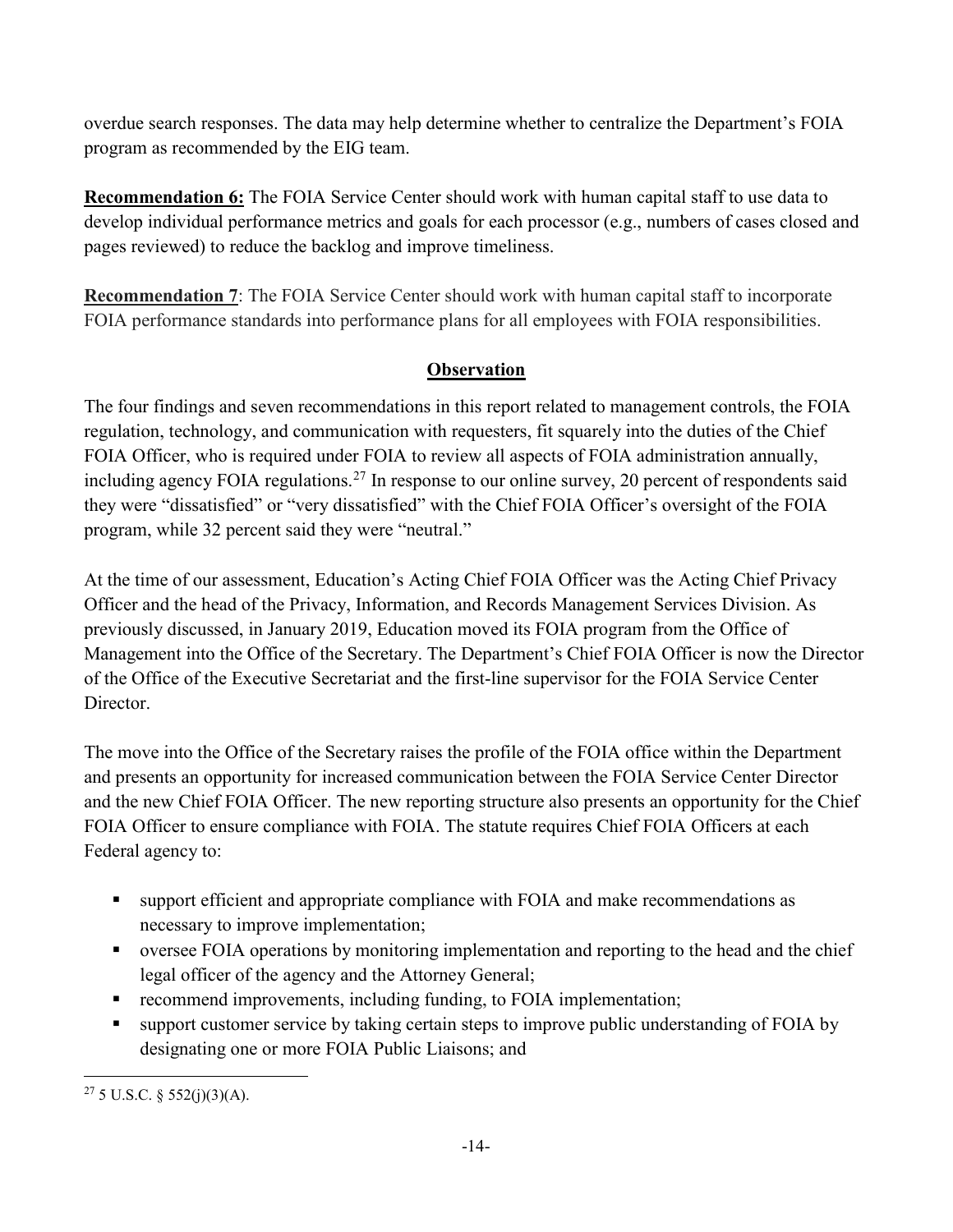overdue search responses. The data may help determine whether to centralize the Department's FOIA program as recommended by the EIG team.

**Recommendation 6:** The FOIA Service Center should work with human capital staff to use data to develop individual performance metrics and goals for each processor (e.g., numbers of cases closed and pages reviewed) to reduce the backlog and improve timeliness.

**Recommendation 7**: The FOIA Service Center should work with human capital staff to incorporate FOIA performance standards into performance plans for all employees with FOIA responsibilities.

## Observation

The four findings and seven recommendations in this report related to management controls, the FOIA regulation, technology, and communication with requesters, fit squarely into the duties of the Chief FOIA Officer, who is required under FOIA to review all aspects of FOIA administration annually, including agency FOIA regulations.[27] In response to our online survey, 20 percent of respondents said they were "dissatisfied" or "very dissatisfied" with the Chief FOIA Officer's oversight of the FOIA program, while 32 percent said they were "neutral."

At the time of our assessment, Education's Acting Chief FOIA Officer was the Acting Chief Privacy Officer and the head of the Privacy, Information, and Records Management Services Division. As previously discussed, in January 2019, Education moved its FOIA program from the Office of Management into the Office of the Secretary. The Department's Chief FOIA Officer is now the Director of the Office of the Executive Secretariat and the first-line supervisor for the FOIA Service Center Director.

The move into the Office of the Secretary raises the profile of the FOIA office within the Department and presents an opportunity for increased communication between the FOIA Service Center Director and the new Chief FOIA Officer. The new reporting structure also presents an opportunity for the Chief FOIA Officer to ensure compliance with FOIA. The statute requires Chief FOIA Officers at each Federal agency to:

- support efficient and appropriate compliance with FOIA and make recommendations as necessary to improve implementation;
- oversee FOIA operations by monitoring implementation and reporting to the head and the chief legal officer of the agency and the Attorney General;
- recommend improvements, including funding, to FOIA implementation;
- support customer service by taking certain steps to improve public understanding of FOIA by designating one or more FOIA Public Liaisons; and

[27] 5 U.S.C. § 552(j)(3)(A).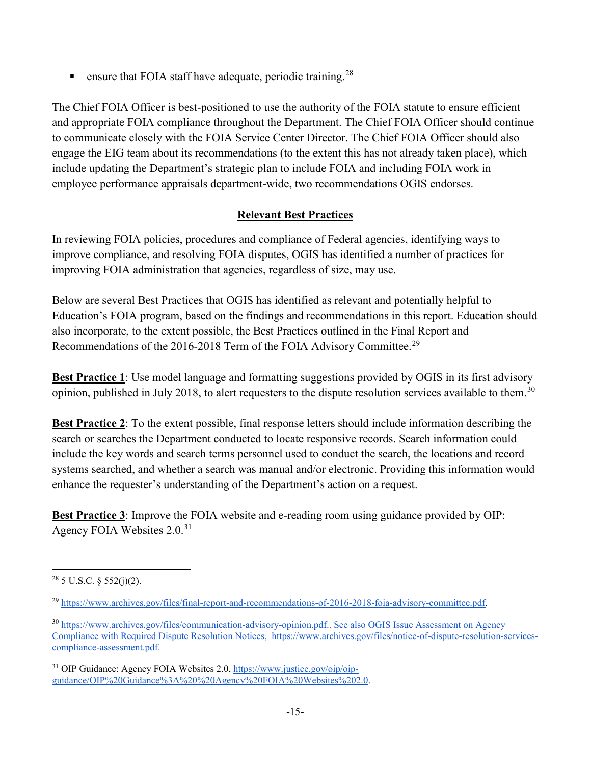- ensure that FOIA staff have adequate, periodic training.[28]

The Chief FOIA Officer is best-positioned to use the authority of the FOIA statute to ensure efficient and appropriate FOIA compliance throughout the Department. The Chief FOIA Officer should continue to communicate closely with the FOIA Service Center Director. The Chief FOIA Officer should also engage the EIG team about its recommendations (to the extent this has not already taken place), which include updating the Department's strategic plan to include FOIA and including FOIA work in employee performance appraisals department-wide, two recommendations OGIS endorses.

## Relevant Best Practices

In reviewing FOIA policies, procedures and compliance of Federal agencies, identifying ways to improve compliance, and resolving FOIA disputes, OGIS has identified a number of practices for improving FOIA administration that agencies, regardless of size, may use.

Below are several Best Practices that OGIS has identified as relevant and potentially helpful to Education's FOIA program, based on the findings and recommendations in this report. Education should also incorporate, to the extent possible, the Best Practices outlined in the Final Report and Recommendations of the 2016-2018 Term of the FOIA Advisory Committee.[29]

**Best Practice 1**: Use model language and formatting suggestions provided by OGIS in its first advisory opinion, published in July 2018, to alert requesters to the dispute resolution services available to them.[30]

**Best Practice 2**: To the extent possible, final response letters should include information describing the search or searches the Department conducted to locate responsive records. Search information could include the key words and search terms personnel used to conduct the search, the locations and record systems searched, and whether a search was manual and/or electronic. Providing this information would enhance the requester's understanding of the Department's action on a request.

**Best Practice 3**: Improve the FOIA website and e-reading room using guidance provided by OIP: Agency FOIA Websites 2.0.[31]

---

[28] 5 U.S.C. § 552(j)(2).

[29] https://www.archives.gov/files/final-report-and-recommendations-of-2016-2018-foia-advisory-committee.pdf.

[30] https://www.archives.gov/files/communication-advisory-opinion.pdf.. See also OGIS Issue Assessment on Agency Compliance with Required Dispute Resolution Notices, https://www.archives.gov/files/notice-of-dispute-resolution-services-compliance-assessment.pdf.

[31] OIP Guidance: Agency FOIA Websites 2.0, https://www.justice.gov/oip/oip-guidance/OIP%20Guidance%3A%20%20Agency%20FOIA%20Websites%202.0.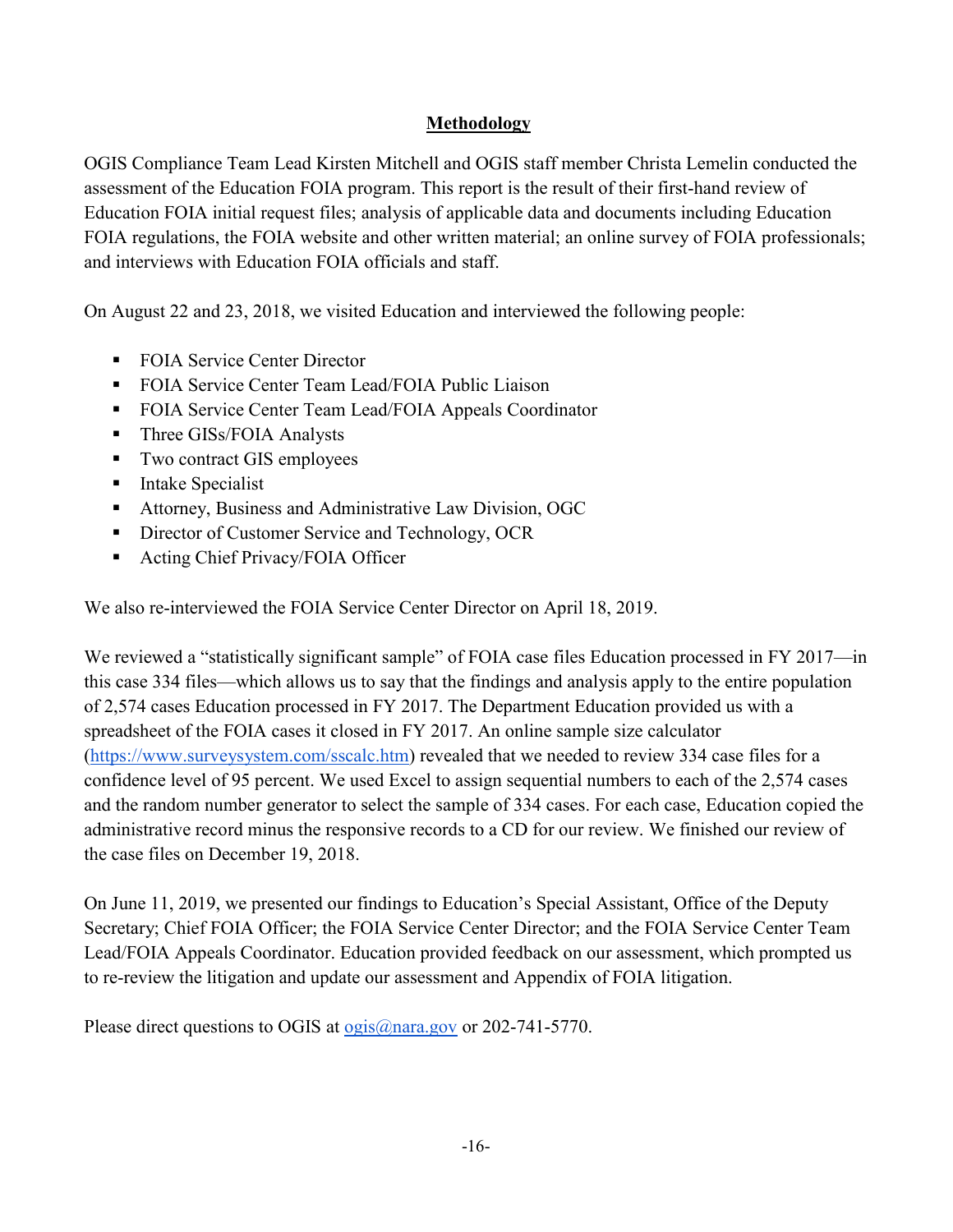## Methodology

OGIS Compliance Team Lead Kirsten Mitchell and OGIS staff member Christa Lemelin conducted the assessment of the Education FOIA program. This report is the result of their first-hand review of Education FOIA initial request files; analysis of applicable data and documents including Education FOIA regulations, the FOIA website and other written material; an online survey of FOIA professionals; and interviews with Education FOIA officials and staff.

On August 22 and 23, 2018, we visited Education and interviewed the following people:

- FOIA Service Center Director
- FOIA Service Center Team Lead/FOIA Public Liaison
- FOIA Service Center Team Lead/FOIA Appeals Coordinator
- Three GISs/FOIA Analysts
- Two contract GIS employees
- Intake Specialist
- Attorney, Business and Administrative Law Division, OGC
- Director of Customer Service and Technology, OCR
- Acting Chief Privacy/FOIA Officer

We also re-interviewed the FOIA Service Center Director on April 18, 2019.

We reviewed a "statistically significant sample" of FOIA case files Education processed in FY 2017—in this case 334 files—which allows us to say that the findings and analysis apply to the entire population of 2,574 cases Education processed in FY 2017. The Department Education provided us with a spreadsheet of the FOIA cases it closed in FY 2017. An online sample size calculator ([https://www.surveysystem.com/sscalc.htm](https://www.surveysystem.com/sscalc.htm)) revealed that we needed to review 334 case files for a confidence level of 95 percent. We used Excel to assign sequential numbers to each of the 2,574 cases and the random number generator to select the sample of 334 cases. For each case, Education copied the administrative record minus the responsive records to a CD for our review. We finished our review of the case files on December 19, 2018.

On June 11, 2019, we presented our findings to Education's Special Assistant, Office of the Deputy Secretary; Chief FOIA Officer; the FOIA Service Center Director; and the FOIA Service Center Team Lead/FOIA Appeals Coordinator. Education provided feedback on our assessment, which prompted us to re-review the litigation and update our assessment and Appendix of FOIA litigation.

Please direct questions to OGIS at [ogis@nara.gov](mailto:ogis@nara.gov) or 202-741-5770.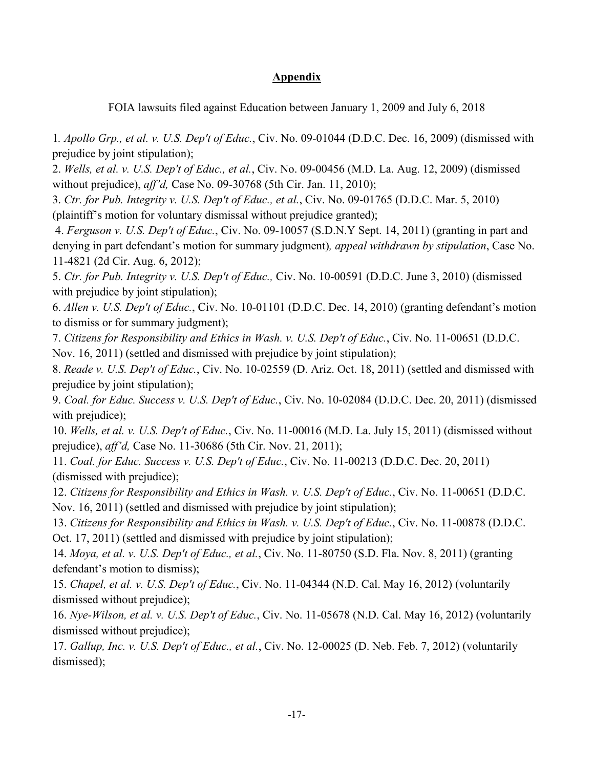## **Appendix**

FOIA lawsuits filed against Education between January 1, 2009 and July 6, 2018

1. *Apollo Grp., et al. v. U.S. Dep't of Educ.*, Civ. No. 09-01044 (D.D.C. Dec. 16, 2009) (dismissed with prejudice by joint stipulation);

2. *Wells, et al. v. U.S. Dep't of Educ., et al.*, Civ. No. 09-00456 (M.D. La. Aug. 12, 2009) (dismissed without prejudice), *aff'd,* Case No. 09-30768 (5th Cir. Jan. 11, 2010);

3. *Ctr. for Pub. Integrity v. U.S. Dep't of Educ., et al.*, Civ. No. 09-01765 (D.D.C. Mar. 5, 2010) (plaintiff's motion for voluntary dismissal without prejudice granted);

4. *Ferguson v. U.S. Dep't of Educ.*, Civ. No. 09-10057 (S.D.N.Y Sept. 14, 2011) (granting in part and denying in part defendant's motion for summary judgment)*, appeal withdrawn by stipulation*, Case No. 11-4821 (2d Cir. Aug. 6, 2012);

5. *Ctr. for Pub. Integrity v. U.S. Dep't of Educ.,* Civ. No. 10-00591 (D.D.C. June 3, 2010) (dismissed with prejudice by joint stipulation);

6. *Allen v. U.S. Dep't of Educ.*, Civ. No. 10-01101 (D.D.C. Dec. 14, 2010) (granting defendant's motion to dismiss or for summary judgment);

7. *Citizens for Responsibility and Ethics in Wash. v. U.S. Dep't of Educ.*, Civ. No. 11-00651 (D.D.C. Nov. 16, 2011) (settled and dismissed with prejudice by joint stipulation);

8. *Reade v. U.S. Dep't of Educ.*, Civ. No. 10-02559 (D. Ariz. Oct. 18, 2011) (settled and dismissed with prejudice by joint stipulation);

9. *Coal. for Educ. Success v. U.S. Dep't of Educ.*, Civ. No. 10-02084 (D.D.C. Dec. 20, 2011) (dismissed with prejudice);

10. *Wells, et al. v. U.S. Dep't of Educ.*, Civ. No. 11-00016 (M.D. La. July 15, 2011) (dismissed without prejudice), *aff'd,* Case No. 11-30686 (5th Cir. Nov. 21, 2011);

11. *Coal. for Educ. Success v. U.S. Dep't of Educ.*, Civ. No. 11-00213 (D.D.C. Dec. 20, 2011) (dismissed with prejudice);

12. *Citizens for Responsibility and Ethics in Wash. v. U.S. Dep't of Educ.*, Civ. No. 11-00651 (D.D.C. Nov. 16, 2011) (settled and dismissed with prejudice by joint stipulation);

13. *Citizens for Responsibility and Ethics in Wash. v. U.S. Dep't of Educ.*, Civ. No. 11-00878 (D.D.C. Oct. 17, 2011) (settled and dismissed with prejudice by joint stipulation);

14. *Moya, et al. v. U.S. Dep't of Educ., et al.*, Civ. No. 11-80750 (S.D. Fla. Nov. 8, 2011) (granting defendant's motion to dismiss);

15. *Chapel, et al. v. U.S. Dep't of Educ.*, Civ. No. 11-04344 (N.D. Cal. May 16, 2012) (voluntarily dismissed without prejudice);

16. *Nye-Wilson, et al. v. U.S. Dep't of Educ.*, Civ. No. 11-05678 (N.D. Cal. May 16, 2012) (voluntarily dismissed without prejudice);

17. *Gallup, Inc. v. U.S. Dep't of Educ., et al.*, Civ. No. 12-00025 (D. Neb. Feb. 7, 2012) (voluntarily dismissed);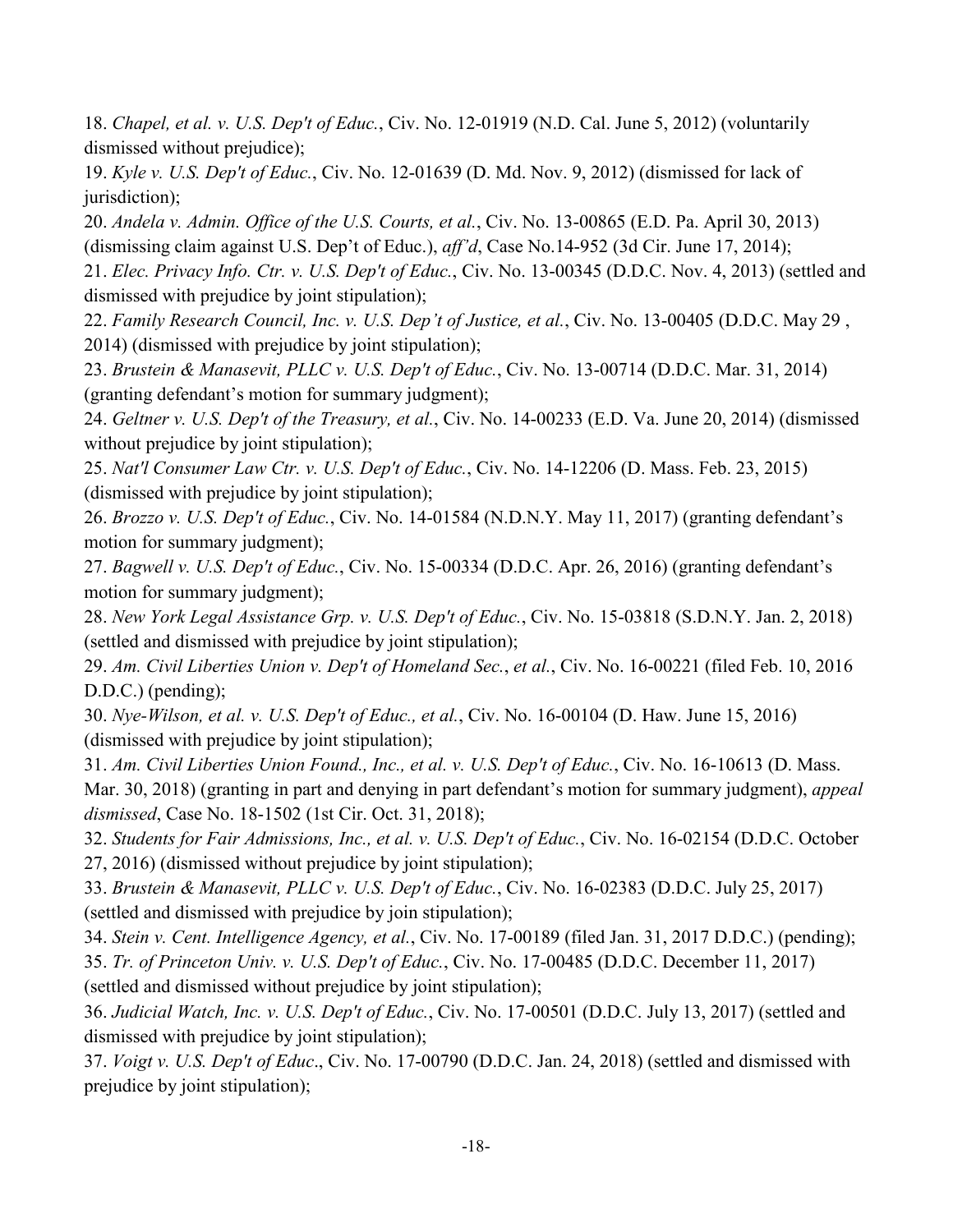18. *Chapel, et al. v. U.S. Dep't of Educ.*, Civ. No. 12-01919 (N.D. Cal. June 5, 2012) (voluntarily dismissed without prejudice);

19. *Kyle v. U.S. Dep't of Educ.*, Civ. No. 12-01639 (D. Md. Nov. 9, 2012) (dismissed for lack of jurisdiction);

20. *Andela v. Admin. Office of the U.S. Courts, et al.*, Civ. No. 13-00865 (E.D. Pa. April 30, 2013) (dismissing claim against U.S. Dep't of Educ.), *aff'd*, Case No.14-952 (3d Cir. June 17, 2014);

21. *Elec. Privacy Info. Ctr. v. U.S. Dep't of Educ.*, Civ. No. 13-00345 (D.D.C. Nov. 4, 2013) (settled and dismissed with prejudice by joint stipulation);

22. *Family Research Council, Inc. v. U.S. Dep't of Justice, et al.*, Civ. No. 13-00405 (D.D.C. May 29 , 2014) (dismissed with prejudice by joint stipulation);

23. *Brustein & Manasevit, PLLC v. U.S. Dep't of Educ.*, Civ. No. 13-00714 (D.D.C. Mar. 31, 2014) (granting defendant's motion for summary judgment);

24. *Geltner v. U.S. Dep't of the Treasury, et al.*, Civ. No. 14-00233 (E.D. Va. June 20, 2014) (dismissed without prejudice by joint stipulation);

25. *Nat'l Consumer Law Ctr. v. U.S. Dep't of Educ.*, Civ. No. 14-12206 (D. Mass. Feb. 23, 2015) (dismissed with prejudice by joint stipulation);

26. *Brozzo v. U.S. Dep't of Educ.*, Civ. No. 14-01584 (N.D.N.Y. May 11, 2017) (granting defendant's motion for summary judgment);

27. *Bagwell v. U.S. Dep't of Educ.*, Civ. No. 15-00334 (D.D.C. Apr. 26, 2016) (granting defendant's motion for summary judgment);

28. *New York Legal Assistance Grp. v. U.S. Dep't of Educ.*, Civ. No. 15-03818 (S.D.N.Y. Jan. 2, 2018) (settled and dismissed with prejudice by joint stipulation);

29. *Am. Civil Liberties Union v. Dep't of Homeland Sec.*, *et al.*, Civ. No. 16-00221 (filed Feb. 10, 2016 D.D.C.) (pending);

30. *Nye-Wilson, et al. v. U.S. Dep't of Educ., et al.*, Civ. No. 16-00104 (D. Haw. June 15, 2016) (dismissed with prejudice by joint stipulation);

31. *Am. Civil Liberties Union Found., Inc., et al. v. U.S. Dep't of Educ.*, Civ. No. 16-10613 (D. Mass. Mar. 30, 2018) (granting in part and denying in part defendant's motion for summary judgment), *appeal dismissed*, Case No. 18-1502 (1st Cir. Oct. 31, 2018);

32. *Students for Fair Admissions, Inc., et al. v. U.S. Dep't of Educ.*, Civ. No. 16-02154 (D.D.C. October 27, 2016) (dismissed without prejudice by joint stipulation);

33. *Brustein & Manasevit, PLLC v. U.S. Dep't of Educ.*, Civ. No. 16-02383 (D.D.C. July 25, 2017) (settled and dismissed with prejudice by join stipulation);

34. *Stein v. Cent. Intelligence Agency, et al.*, Civ. No. 17-00189 (filed Jan. 31, 2017 D.D.C.) (pending);

35. *Tr. of Princeton Univ. v. U.S. Dep't of Educ.*, Civ. No. 17-00485 (D.D.C. December 11, 2017) (settled and dismissed without prejudice by joint stipulation);

36. *Judicial Watch, Inc. v. U.S. Dep't of Educ.*, Civ. No. 17-00501 (D.D.C. July 13, 2017) (settled and dismissed with prejudice by joint stipulation);

37. *Voigt v. U.S. Dep't of Educ*., Civ. No. 17-00790 (D.D.C. Jan. 24, 2018) (settled and dismissed with prejudice by joint stipulation);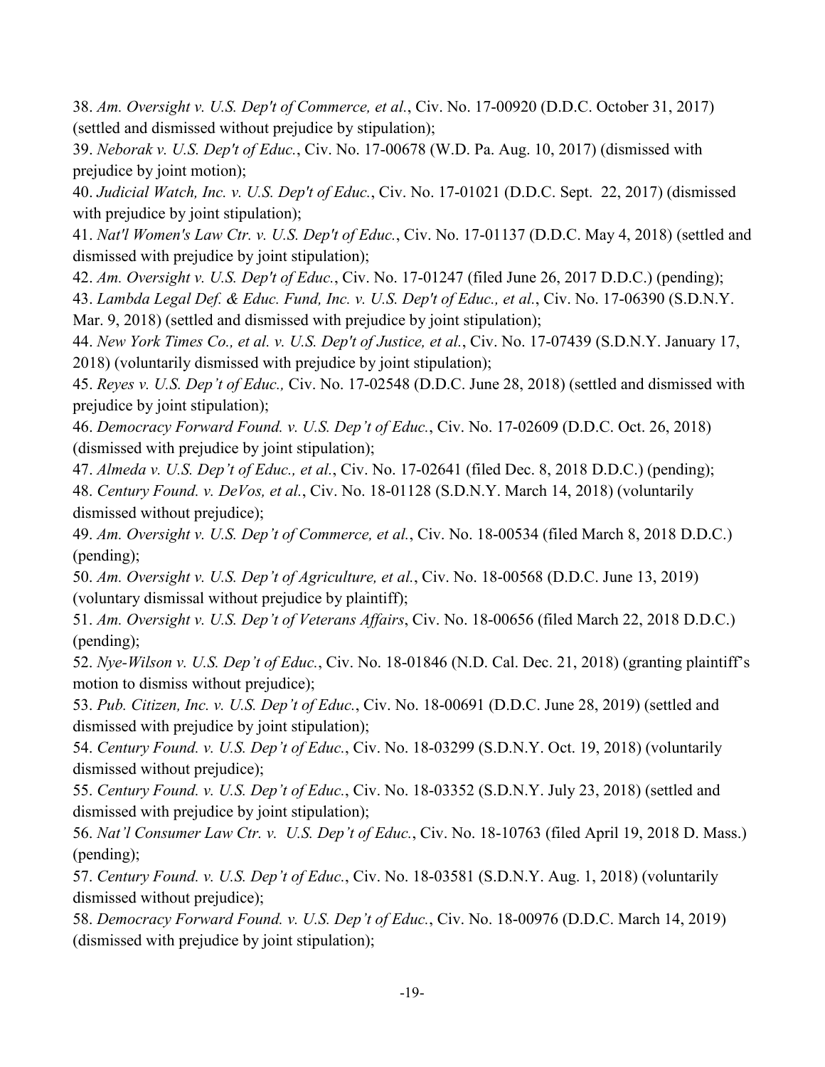38. *Am. Oversight v. U.S. Dep't of Commerce, et al.*, Civ. No. 17-00920 (D.D.C. October 31, 2017) (settled and dismissed without prejudice by stipulation);

39. *Neborak v. U.S. Dep't of Educ.*, Civ. No. 17-00678 (W.D. Pa. Aug. 10, 2017) (dismissed with prejudice by joint motion);

40. *Judicial Watch, Inc. v. U.S. Dep't of Educ.*, Civ. No. 17-01021 (D.D.C. Sept. 22, 2017) (dismissed with prejudice by joint stipulation);

41. *Nat'l Women's Law Ctr. v. U.S. Dep't of Educ.*, Civ. No. 17-01137 (D.D.C. May 4, 2018) (settled and dismissed with prejudice by joint stipulation);

42. *Am. Oversight v. U.S. Dep't of Educ.*, Civ. No. 17-01247 (filed June 26, 2017 D.D.C.) (pending);

43. *Lambda Legal Def. & Educ. Fund, Inc. v. U.S. Dep't of Educ., et al.*, Civ. No. 17-06390 (S.D.N.Y. Mar. 9, 2018) (settled and dismissed with prejudice by joint stipulation);

44. *New York Times Co., et al. v. U.S. Dep't of Justice, et al.*, Civ. No. 17-07439 (S.D.N.Y. January 17, 2018) (voluntarily dismissed with prejudice by joint stipulation);

45. *Reyes v. U.S. Dep't of Educ.,* Civ. No. 17-02548 (D.D.C. June 28, 2018) (settled and dismissed with prejudice by joint stipulation);

46. *Democracy Forward Found. v. U.S. Dep't of Educ.*, Civ. No. 17-02609 (D.D.C. Oct. 26, 2018) (dismissed with prejudice by joint stipulation);

47. *Almeda v. U.S. Dep't of Educ., et al.*, Civ. No. 17-02641 (filed Dec. 8, 2018 D.D.C.) (pending);

48. *Century Found. v. DeVos, et al.*, Civ. No. 18-01128 (S.D.N.Y. March 14, 2018) (voluntarily dismissed without prejudice);

49. *Am. Oversight v. U.S. Dep't of Commerce, et al.*, Civ. No. 18-00534 (filed March 8, 2018 D.D.C.) (pending);

50. *Am. Oversight v. U.S. Dep't of Agriculture, et al.*, Civ. No. 18-00568 (D.D.C. June 13, 2019) (voluntary dismissal without prejudice by plaintiff);

51. *Am. Oversight v. U.S. Dep't of Veterans Affairs*, Civ. No. 18-00656 (filed March 22, 2018 D.D.C.) (pending);

52. *Nye-Wilson v. U.S. Dep't of Educ.*, Civ. No. 18-01846 (N.D. Cal. Dec. 21, 2018) (granting plaintiff's motion to dismiss without prejudice);

53. *Pub. Citizen, Inc. v. U.S. Dep't of Educ.*, Civ. No. 18-00691 (D.D.C. June 28, 2019) (settled and dismissed with prejudice by joint stipulation);

54. *Century Found. v. U.S. Dep't of Educ.*, Civ. No. 18-03299 (S.D.N.Y. Oct. 19, 2018) (voluntarily dismissed without prejudice);

55. *Century Found. v. U.S. Dep't of Educ.*, Civ. No. 18-03352 (S.D.N.Y. July 23, 2018) (settled and dismissed with prejudice by joint stipulation);

56. *Nat'l Consumer Law Ctr. v. U.S. Dep't of Educ.*, Civ. No. 18-10763 (filed April 19, 2018 D. Mass.) (pending);

57. *Century Found. v. U.S. Dep't of Educ.*, Civ. No. 18-03581 (S.D.N.Y. Aug. 1, 2018) (voluntarily dismissed without prejudice);

58. *Democracy Forward Found. v. U.S. Dep't of Educ.*, Civ. No. 18-00976 (D.D.C. March 14, 2019) (dismissed with prejudice by joint stipulation);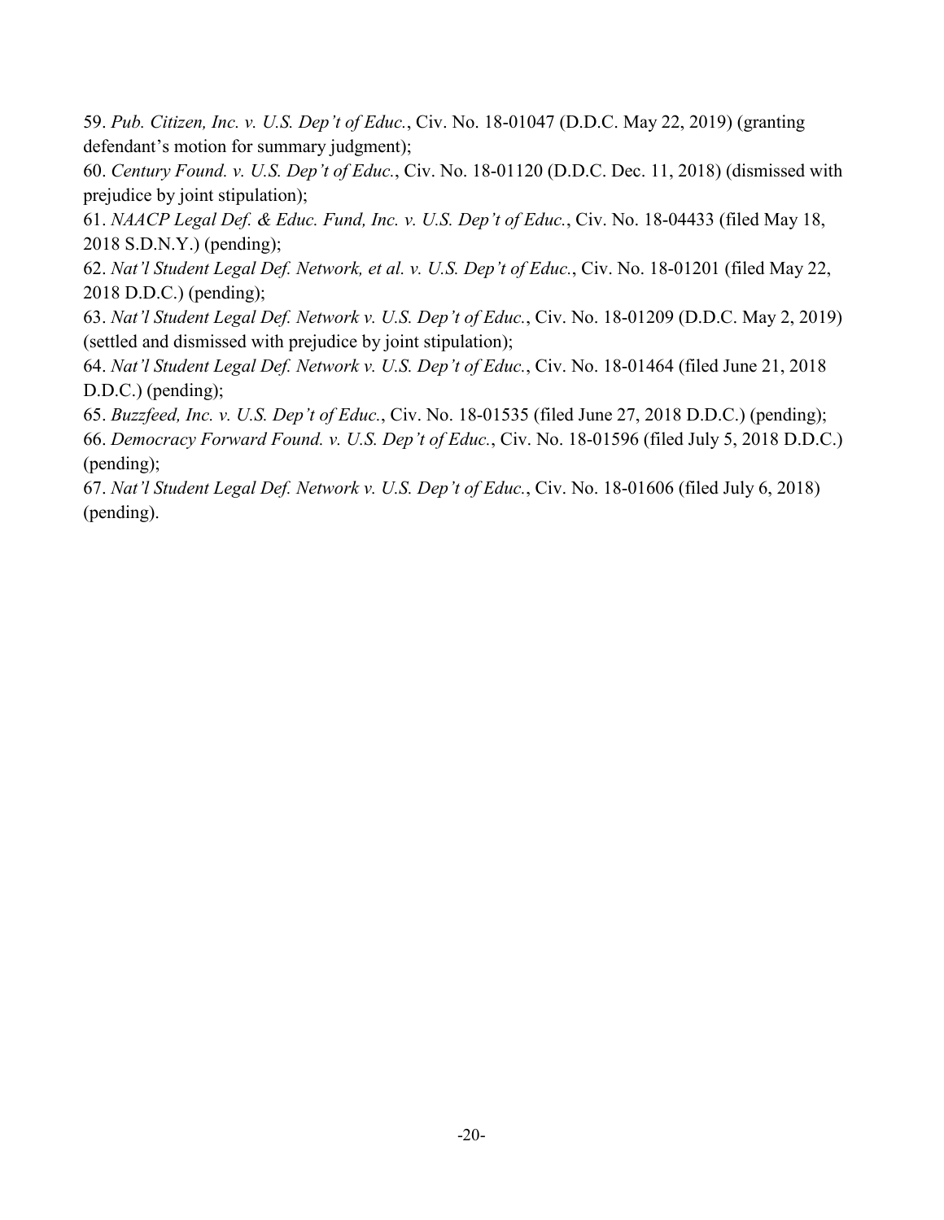59. *Pub. Citizen, Inc. v. U.S. Dep't of Educ.*, Civ. No. 18-01047 (D.D.C. May 22, 2019) (granting defendant's motion for summary judgment);

60. *Century Found. v. U.S. Dep't of Educ.*, Civ. No. 18-01120 (D.D.C. Dec. 11, 2018) (dismissed with prejudice by joint stipulation);

61. *NAACP Legal Def. & Educ. Fund, Inc. v. U.S. Dep't of Educ.*, Civ. No. 18-04433 (filed May 18, 2018 S.D.N.Y.) (pending);

62. *Nat'l Student Legal Def. Network, et al. v. U.S. Dep't of Educ.*, Civ. No. 18-01201 (filed May 22, 2018 D.D.C.) (pending);

63. *Nat'l Student Legal Def. Network v. U.S. Dep't of Educ.*, Civ. No. 18-01209 (D.D.C. May 2, 2019) (settled and dismissed with prejudice by joint stipulation);

64. *Nat'l Student Legal Def. Network v. U.S. Dep't of Educ.*, Civ. No. 18-01464 (filed June 21, 2018 D.D.C.) (pending);

65. *Buzzfeed, Inc. v. U.S. Dep't of Educ.*, Civ. No. 18-01535 (filed June 27, 2018 D.D.C.) (pending);

66. *Democracy Forward Found. v. U.S. Dep't of Educ.*, Civ. No. 18-01596 (filed July 5, 2018 D.D.C.) (pending);

67. *Nat'l Student Legal Def. Network v. U.S. Dep't of Educ.*, Civ. No. 18-01606 (filed July 6, 2018) (pending).